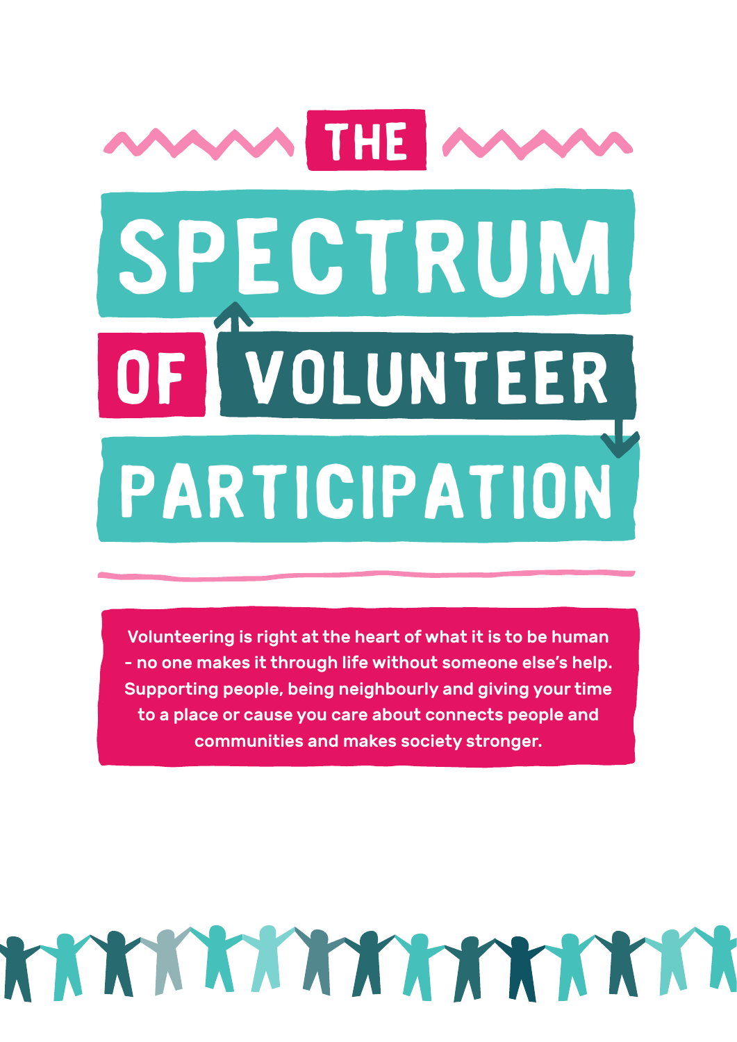# THE SPECTRUM OF VOLUNTEER PARTICIPATION

**Volunteering is right at the heart of what it is to be human – no one makes it through life without someone else's help. Supporting people, being neighbourly and giving your time to a place or cause you care about connects people and communities and makes society stronger.**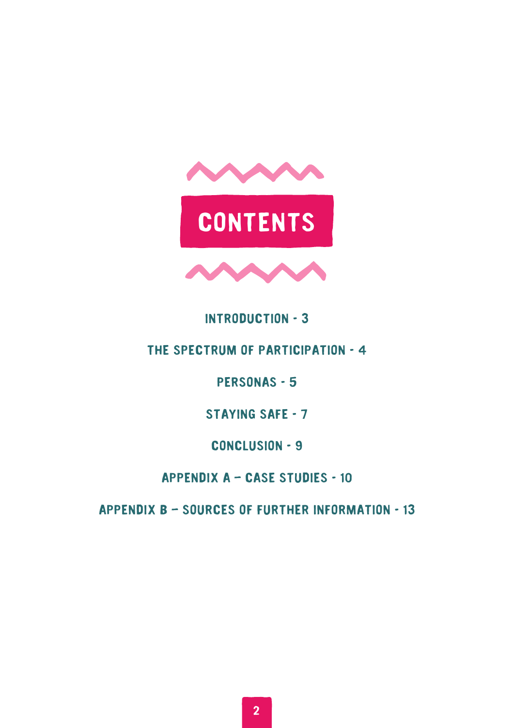# CONTENTS

INTRODUCTION - 3

THE SPECTRUM OF PARTICIPATION - 4

PERSONAS - 5

STAYING SAFE - 7

CONCLUSION - 9

APPENDIX A – CASE STUDIES - 10

APPENDIX B – SOURCES OF FURTHER INFORMATION - 13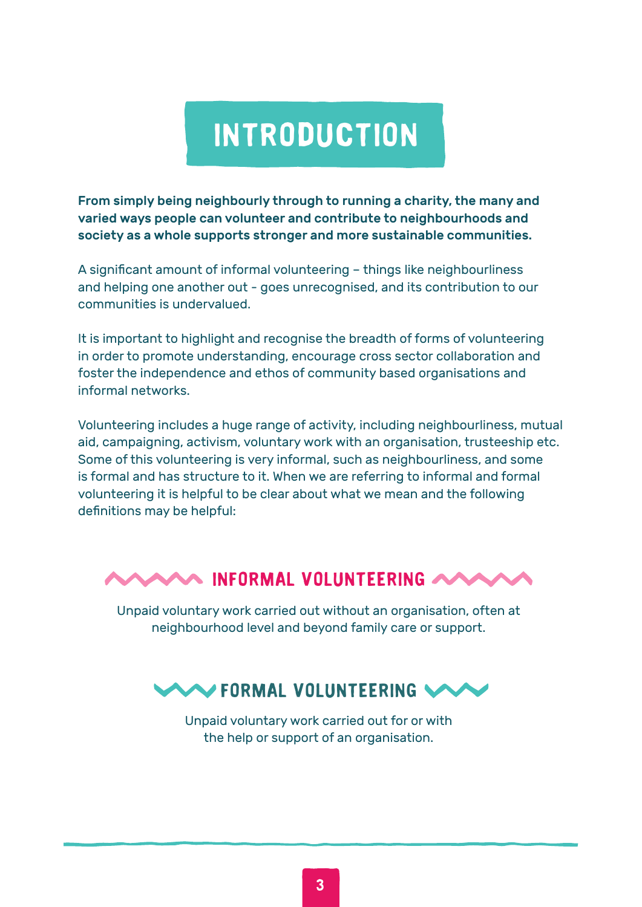# INTRODUCTION

**From simply being neighbourly through to running a charity, the many and varied ways people can volunteer and contribute to neighbourhoods and society as a whole supports stronger and more sustainable communities.**

A significant amount of informal volunteering – things like neighbourliness and helping one another out - goes unrecognised, and its contribution to our communities is undervalued.

It is important to highlight and recognise the breadth of forms of volunteering in order to promote understanding, encourage cross sector collaboration and foster the independence and ethos of community based organisations and informal networks.

Volunteering includes a huge range of activity, including neighbourliness, mutual aid, campaigning, activism, voluntary work with an organisation, trusteeship etc. Some of this volunteering is very informal, such as neighbourliness, and some is formal and has structure to it. When we are referring to informal and formal volunteering it is helpful to be clear about what we mean and the following definitions may be helpful:

## INFORMAL VOLUNTEERING

Unpaid voluntary work carried out without an organisation, often at neighbourhood level and beyond family care or support.

## FORMAL VOLUNTEERING

Unpaid voluntary work carried out for or with the help or support of an organisation.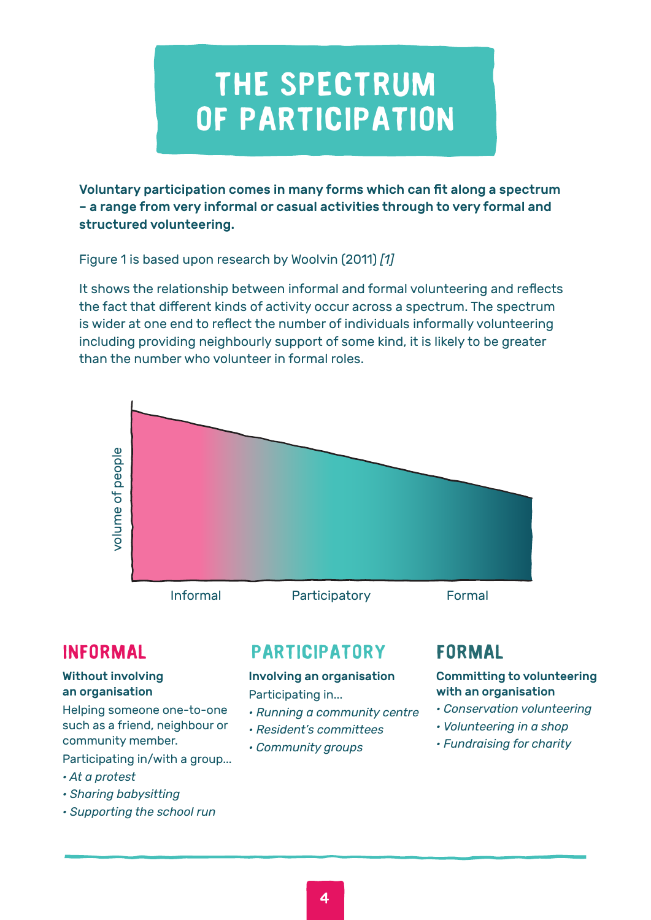# THE SPECTRUM OF PARTICIPATION

**Voluntary participation comes in many forms which can fit along a spectrum – a range from very informal or casual activities through to very formal and structured volunteering.**

Figure 1 is based upon research by Woolvin (2011) *[1]*

It shows the relationship between informal and formal volunteering and reflects the fact that different kinds of activity occur across a spectrum. The spectrum is wider at one end to reflect the number of individuals informally volunteering including providing neighbourly support of some kind, it is likely to be greater than the number who volunteer in formal roles.

volume of people

Informal — Participatory — Formal

## INFORMAL

**Without involving an organisation**

Helping someone one-to-one such as a friend, neighbour or community member.

Participating in/with a group...

- *At a protest*
- *Sharing babysitting*
- *Supporting the school run*

## PARTICIPATORY

**Involving an organisation**

Participating in...

- *Running a community centre*
- *Resident's committees*
- *Community groups*

## FORMAL

**Committing to volunteering with an organisation**

- *Conservation volunteering*
- *Volunteering in a shop*
- *Fundraising for charity*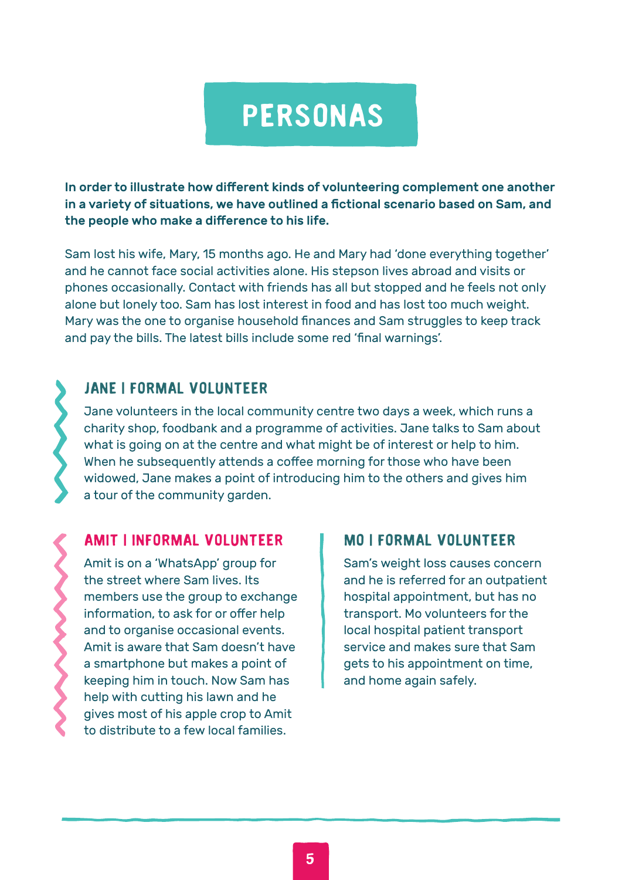# PERSONAS

**In order to illustrate how different kinds of volunteering complement one another in a variety of situations, we have outlined a fictional scenario based on Sam, and the people who make a difference to his life.**

Sam lost his wife, Mary, 15 months ago. He and Mary had 'done everything together' and he cannot face social activities alone. His stepson lives abroad and visits or phones occasionally. Contact with friends has all but stopped and he feels not only alone but lonely too. Sam has lost interest in food and has lost too much weight. Mary was the one to organise household finances and Sam struggles to keep track and pay the bills. The latest bills include some red 'final warnings'.

## JANE | FORMAL VOLUNTEER

Jane volunteers in the local community centre two days a week, which runs a charity shop, foodbank and a programme of activities. Jane talks to Sam about what is going on at the centre and what might be of interest or help to him. When he subsequently attends a coffee morning for those who have been widowed, Jane makes a point of introducing him to the others and gives him a tour of the community garden.

## AMIT | INFORMAL VOLUNTEER

Amit is on a 'WhatsApp' group for the street where Sam lives. Its members use the group to exchange information, to ask for or offer help and to organise occasional events. Amit is aware that Sam doesn't have a smartphone but makes a point of keeping him in touch. Now Sam has help with cutting his lawn and he gives most of his apple crop to Amit to distribute to a few local families.

## MO | FORMAL VOLUNTEER

Sam's weight loss causes concern and he is referred for an outpatient hospital appointment, but has no transport. Mo volunteers for the local hospital patient transport service and makes sure that Sam gets to his appointment on time, and home again safely.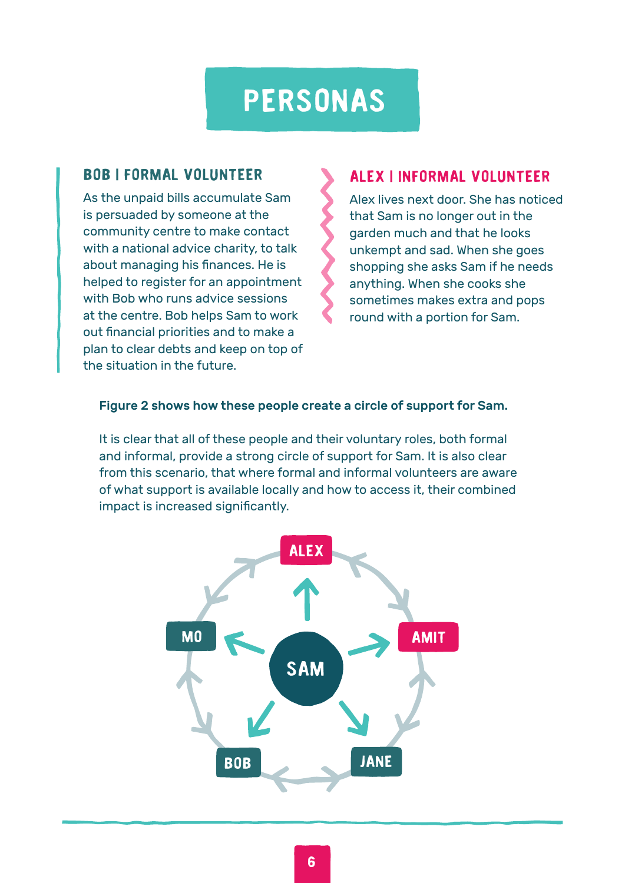# PERSONAS

## BOB | FORMAL VOLUNTEER

As the unpaid bills accumulate Sam is persuaded by someone at the community centre to make contact with a national advice charity, to talk about managing his finances. He is helped to register for an appointment with Bob who runs advice sessions at the centre. Bob helps Sam to work out financial priorities and to make a plan to clear debts and keep on top of the situation in the future.

## ALEX | INFORMAL VOLUNTEER

Alex lives next door. She has noticed that Sam is no longer out in the garden much and that he looks unkempt and sad. When she goes shopping she asks Sam if he needs anything. When she cooks she sometimes makes extra and pops round with a portion for Sam.

**Figure 2 shows how these people create a circle of support for Sam.**

It is clear that all of these people and their voluntary roles, both formal and informal, provide a strong circle of support for Sam. It is also clear from this scenario, that where formal and informal volunteers are aware of what support is available locally and how to access it, their combined impact is increased significantly.

ALEX

MO

SAM

AMIT

BOB

JANE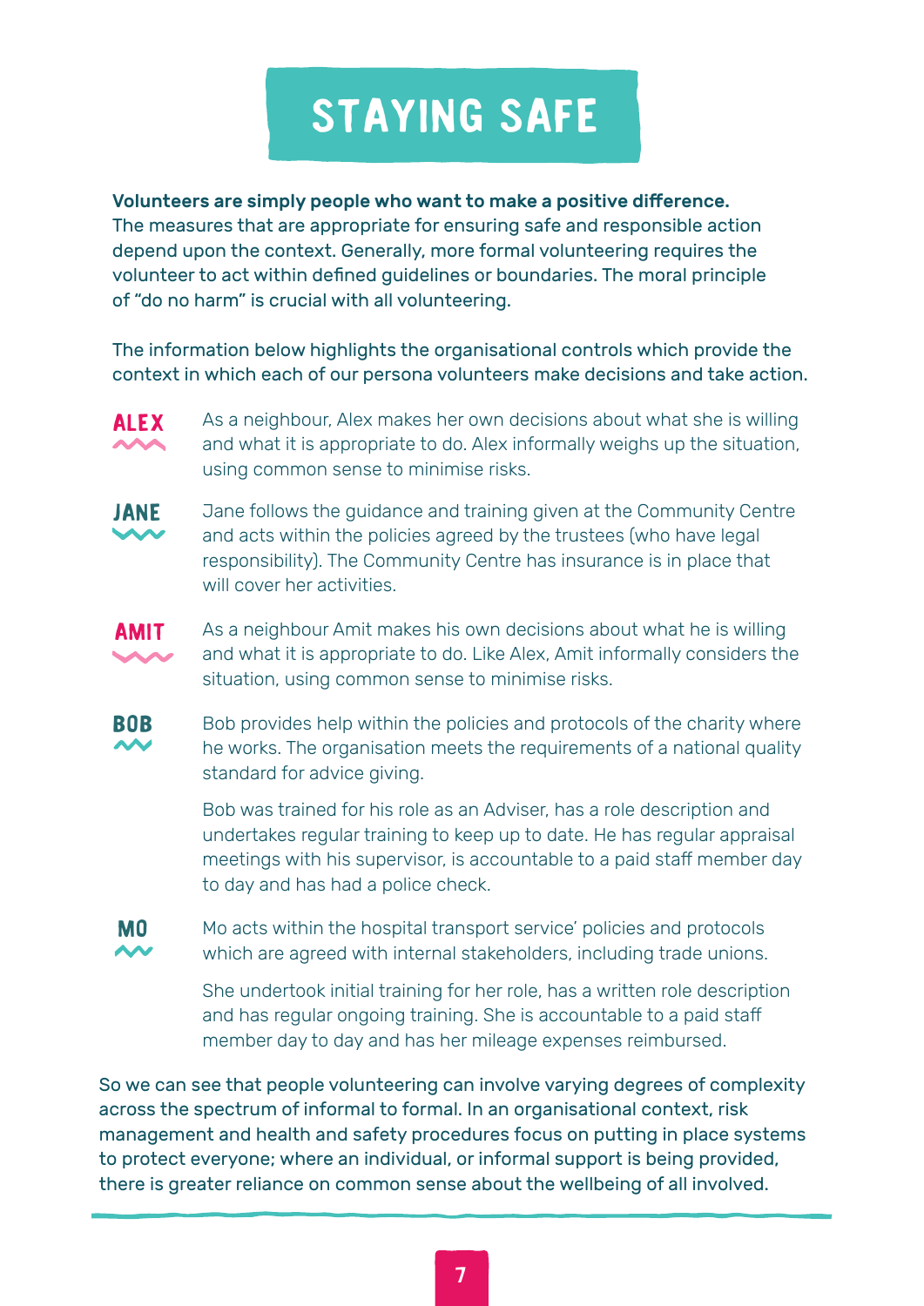# STAYING SAFE

**Volunteers are simply people who want to make a positive difference.** The measures that are appropriate for ensuring safe and responsible action depend upon the context. Generally, more formal volunteering requires the volunteer to act within defined guidelines or boundaries. The moral principle of "do no harm" is crucial with all volunteering.

The information below highlights the organisational controls which provide the context in which each of our persona volunteers make decisions and take action.

**ALEX**

As a neighbour, Alex makes her own decisions about what she is willing and what it is appropriate to do. Alex informally weighs up the situation, using common sense to minimise risks.

**JANE**

Jane follows the guidance and training given at the Community Centre and acts within the policies agreed by the trustees (who have legal responsibility). The Community Centre has insurance is in place that will cover her activities.

**AMIT**

As a neighbour Amit makes his own decisions about what he is willing and what it is appropriate to do. Like Alex, Amit informally considers the situation, using common sense to minimise risks.

**BOB**

Bob provides help within the policies and protocols of the charity where he works. The organisation meets the requirements of a national quality standard for advice giving.

Bob was trained for his role as an Adviser, has a role description and undertakes regular training to keep up to date. He has regular appraisal meetings with his supervisor, is accountable to a paid staff member day to day and has had a police check.

**MO**

Mo acts within the hospital transport service' policies and protocols which are agreed with internal stakeholders, including trade unions.

She undertook initial training for her role, has a written role description and has regular ongoing training. She is accountable to a paid staff member day to day and has her mileage expenses reimbursed.

So we can see that people volunteering can involve varying degrees of complexity across the spectrum of informal to formal. In an organisational context, risk management and health and safety procedures focus on putting in place systems to protect everyone; where an individual, or informal support is being provided, there is greater reliance on common sense about the wellbeing of all involved.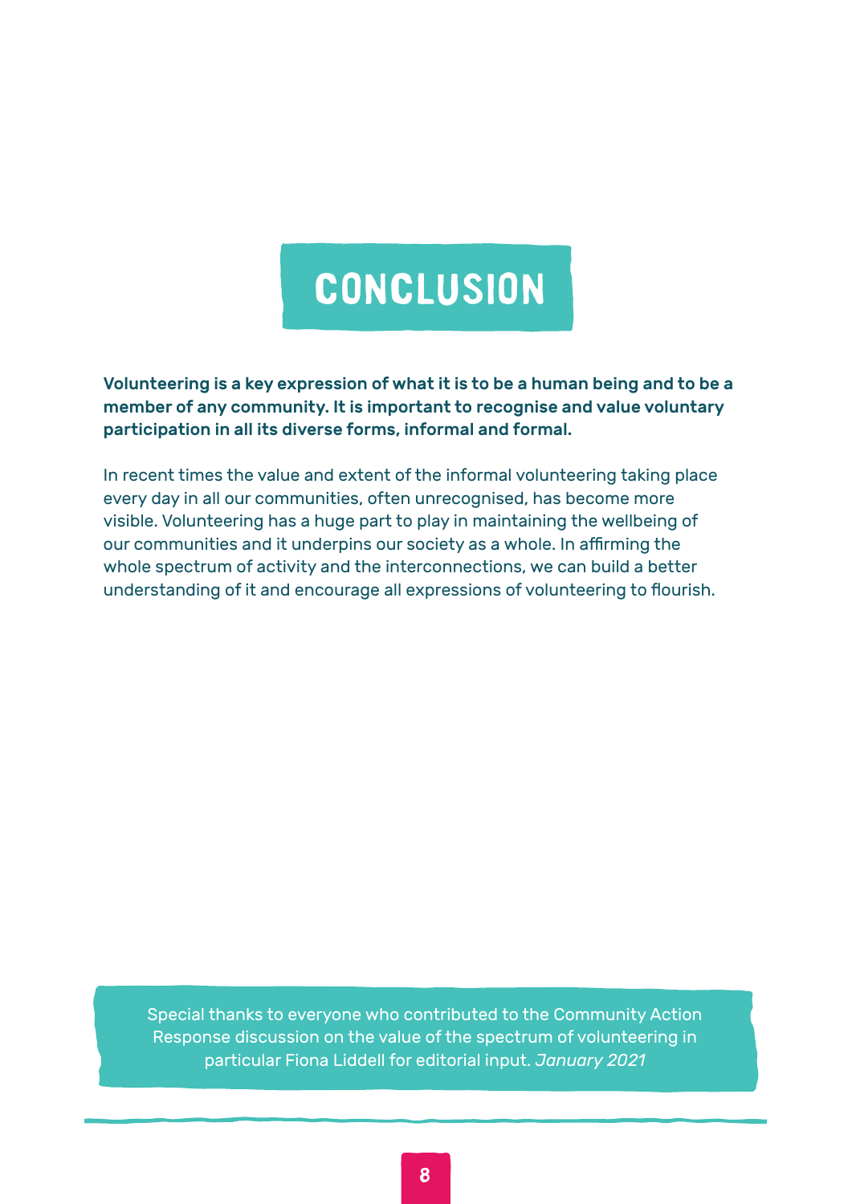# CONCLUSION

**Volunteering is a key expression of what it is to be a human being and to be a member of any community. It is important to recognise and value voluntary participation in all its diverse forms, informal and formal.**

In recent times the value and extent of the informal volunteering taking place every day in all our communities, often unrecognised, has become more visible. Volunteering has a huge part to play in maintaining the wellbeing of our communities and it underpins our society as a whole. In affirming the whole spectrum of activity and the interconnections, we can build a better understanding of it and encourage all expressions of volunteering to flourish.

Special thanks to everyone who contributed to the Community Action Response discussion on the value of the spectrum of volunteering in particular Fiona Liddell for editorial input. *January 2021*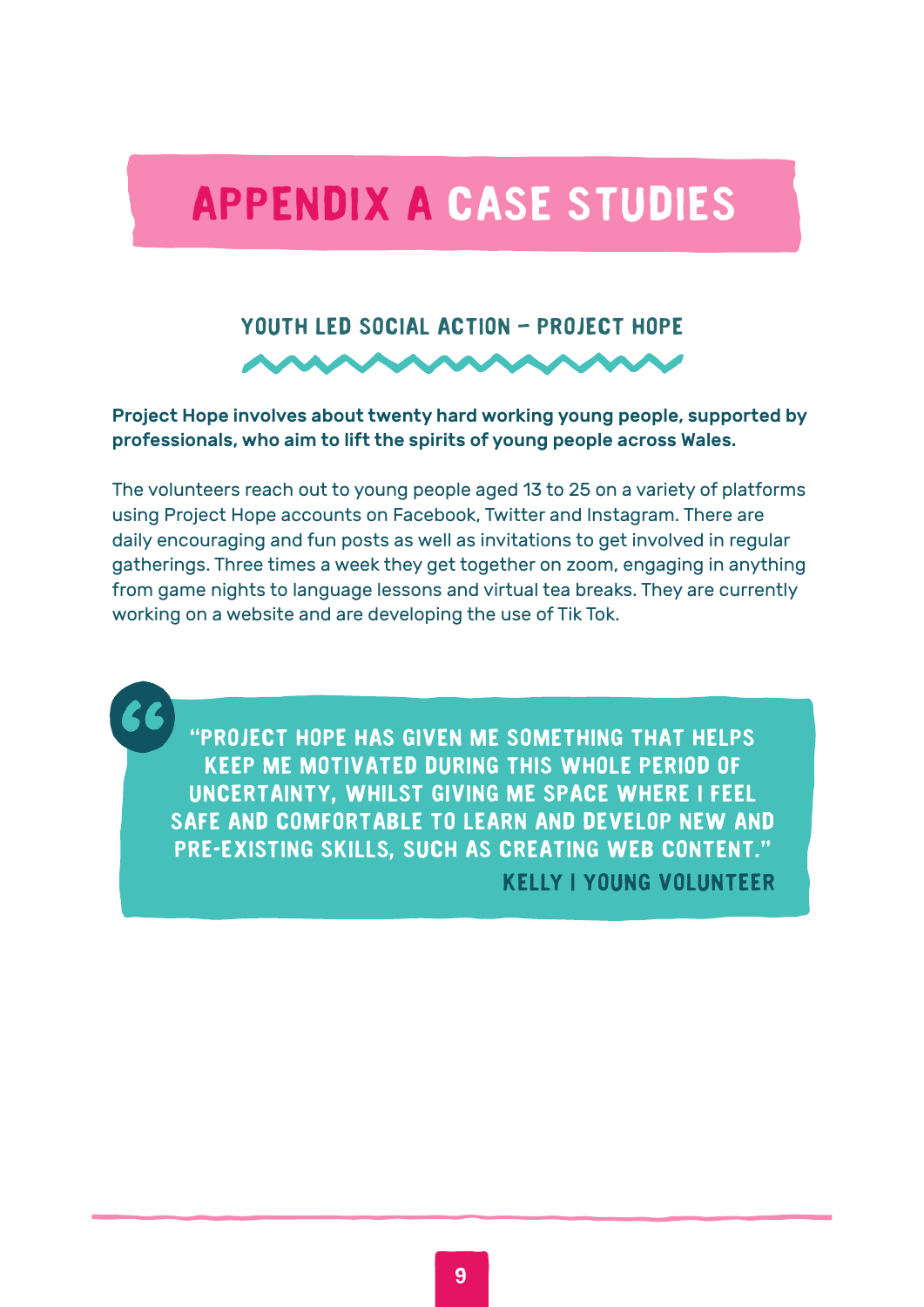# APPENDIX A CASE STUDIES

## YOUTH LED SOCIAL ACTION – PROJECT HOPE

**Project Hope involves about twenty hard working young people, supported by professionals, who aim to lift the spirits of young people across Wales.**

The volunteers reach out to young people aged 13 to 25 on a variety of platforms using Project Hope accounts on Facebook, Twitter and Instagram. There are daily encouraging and fun posts as well as invitations to get involved in regular gatherings. Three times a week they get together on zoom, engaging in anything from game nights to language lessons and virtual tea breaks. They are currently working on a website and are developing the use of Tik Tok.

> "PROJECT HOPE HAS GIVEN ME SOMETHING THAT HELPS KEEP ME MOTIVATED DURING THIS WHOLE PERIOD OF UNCERTAINTY, WHILST GIVING ME SPACE WHERE I FEEL SAFE AND COMFORTABLE TO LEARN AND DEVELOP NEW AND PRE-EXISTING SKILLS, SUCH AS CREATING WEB CONTENT."
>
> KELLY I YOUNG VOLUNTEER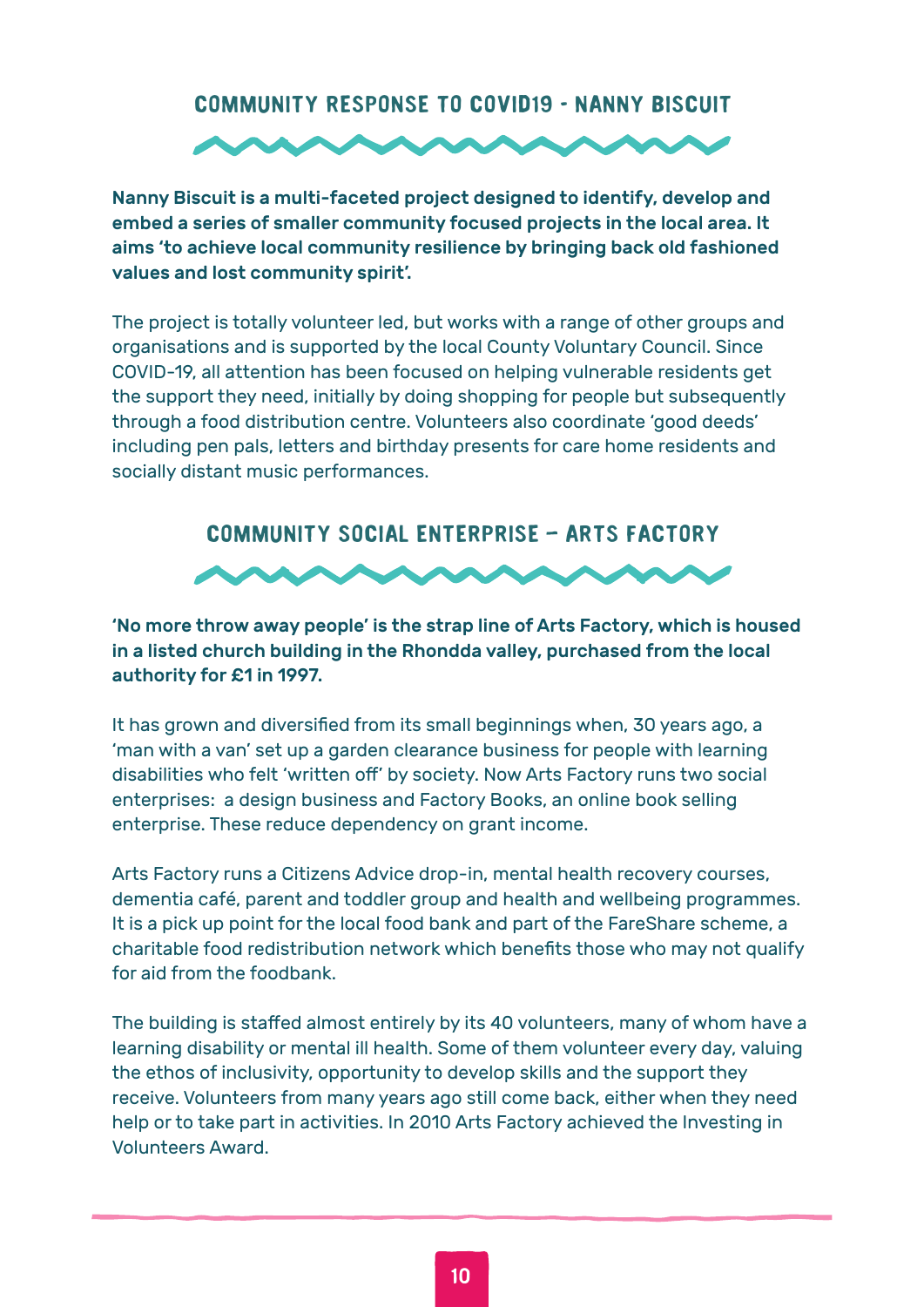## COMMUNITY RESPONSE TO COVID19 - NANNY BISCUIT

**Nanny Biscuit is a multi-faceted project designed to identify, develop and embed a series of smaller community focused projects in the local area. It aims 'to achieve local community resilience by bringing back old fashioned values and lost community spirit'.**

The project is totally volunteer led, but works with a range of other groups and organisations and is supported by the local County Voluntary Council. Since COVID-19, all attention has been focused on helping vulnerable residents get the support they need, initially by doing shopping for people but subsequently through a food distribution centre. Volunteers also coordinate 'good deeds' including pen pals, letters and birthday presents for care home residents and socially distant music performances.

## COMMUNITY SOCIAL ENTERPRISE – ARTS FACTORY

**'No more throw away people' is the strap line of Arts Factory, which is housed in a listed church building in the Rhondda valley, purchased from the local authority for £1 in 1997.**

It has grown and diversified from its small beginnings when, 30 years ago, a 'man with a van' set up a garden clearance business for people with learning disabilities who felt 'written off' by society. Now Arts Factory runs two social enterprises: a design business and Factory Books, an online book selling enterprise. These reduce dependency on grant income.

Arts Factory runs a Citizens Advice drop-in, mental health recovery courses, dementia café, parent and toddler group and health and wellbeing programmes. It is a pick up point for the local food bank and part of the FareShare scheme, a charitable food redistribution network which benefits those who may not qualify for aid from the foodbank.

The building is staffed almost entirely by its 40 volunteers, many of whom have a learning disability or mental ill health. Some of them volunteer every day, valuing the ethos of inclusivity, opportunity to develop skills and the support they receive. Volunteers from many years ago still come back, either when they need help or to take part in activities. In 2010 Arts Factory achieved the Investing in Volunteers Award.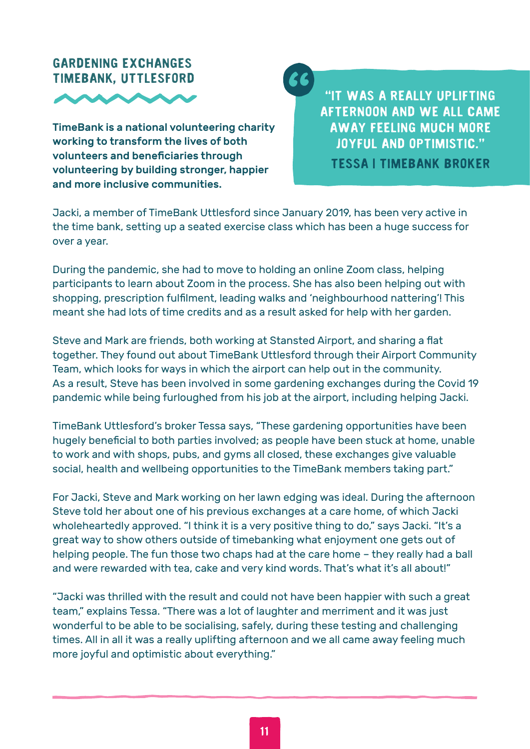## GARDENING EXCHANGES TIMEBANK, UTTLESFORD

**TimeBank is a national volunteering charity working to transform the lives of both volunteers and beneficiaries through volunteering by building stronger, happier and more inclusive communities.**

> "IT WAS A REALLY UPLIFTING AFTERNOON AND WE ALL CAME AWAY FEELING MUCH MORE JOYFUL AND OPTIMISTIC."
>
> TESSA | TIMEBANK BROKER

Jacki, a member of TimeBank Uttlesford since January 2019, has been very active in the time bank, setting up a seated exercise class which has been a huge success for over a year.

During the pandemic, she had to move to holding an online Zoom class, helping participants to learn about Zoom in the process. She has also been helping out with shopping, prescription fulfilment, leading walks and 'neighbourhood nattering'! This meant she had lots of time credits and as a result asked for help with her garden.

Steve and Mark are friends, both working at Stansted Airport, and sharing a flat together. They found out about TimeBank Uttlesford through their Airport Community Team, which looks for ways in which the airport can help out in the community. As a result, Steve has been involved in some gardening exchanges during the Covid 19 pandemic while being furloughed from his job at the airport, including helping Jacki.

TimeBank Uttlesford's broker Tessa says, "These gardening opportunities have been hugely beneficial to both parties involved; as people have been stuck at home, unable to work and with shops, pubs, and gyms all closed, these exchanges give valuable social, health and wellbeing opportunities to the TimeBank members taking part."

For Jacki, Steve and Mark working on her lawn edging was ideal. During the afternoon Steve told her about one of his previous exchanges at a care home, of which Jacki wholeheartedly approved. "I think it is a very positive thing to do," says Jacki. "It's a great way to show others outside of timebanking what enjoyment one gets out of helping people. The fun those two chaps had at the care home – they really had a ball and were rewarded with tea, cake and very kind words. That's what it's all about!"

"Jacki was thrilled with the result and could not have been happier with such a great team," explains Tessa. "There was a lot of laughter and merriment and it was just wonderful to be able to be socialising, safely, during these testing and challenging times. All in all it was a really uplifting afternoon and we all came away feeling much more joyful and optimistic about everything."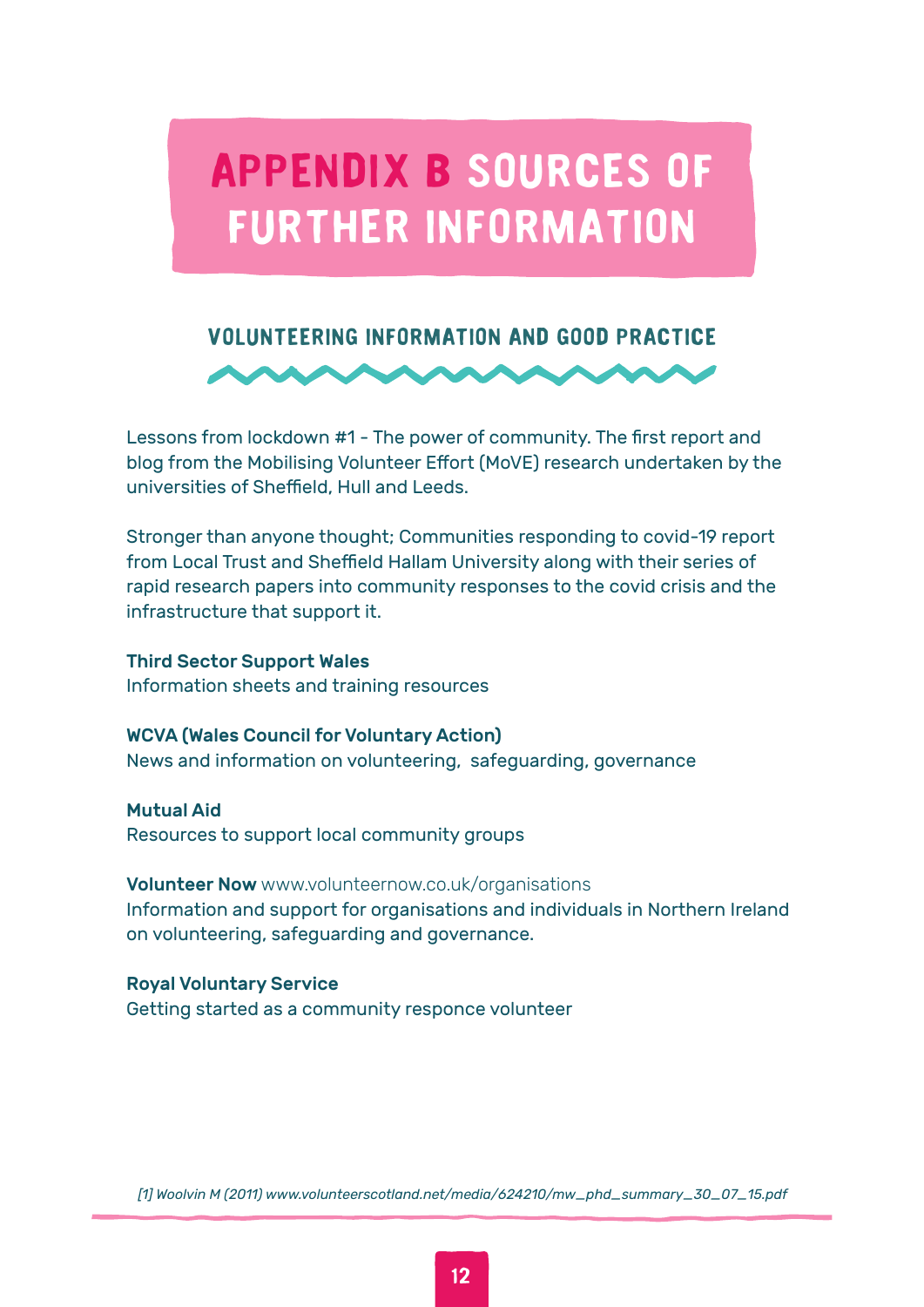# APPENDIX B SOURCES OF FURTHER INFORMATION

## VOLUNTEERING INFORMATION AND GOOD PRACTICE

Lessons from lockdown #1 - The power of community. The first report and blog from the Mobilising Volunteer Effort (MoVE) research undertaken by the universities of Sheffield, Hull and Leeds.

Stronger than anyone thought; Communities responding to covid-19 report from Local Trust and Sheffield Hallam University along with their series of rapid research papers into community responses to the covid crisis and the infrastructure that support it.

**Third Sector Support Wales**
Information sheets and training resources

**WCVA (Wales Council for Voluntary Action)**
News and information on volunteering,  safeguarding, governance

**Mutual Aid**
Resources to support local community groups

**Volunteer Now** www.volunteernow.co.uk/organisations
Information and support for organisations and individuals in Northern Ireland on volunteering, safeguarding and governance.

**Royal Voluntary Service**
Getting started as a community responce volunteer

*[1] Woolvin M (2011) www.volunteerscotland.net/media/624210/mw_phd_summary_30_07_15.pdf*